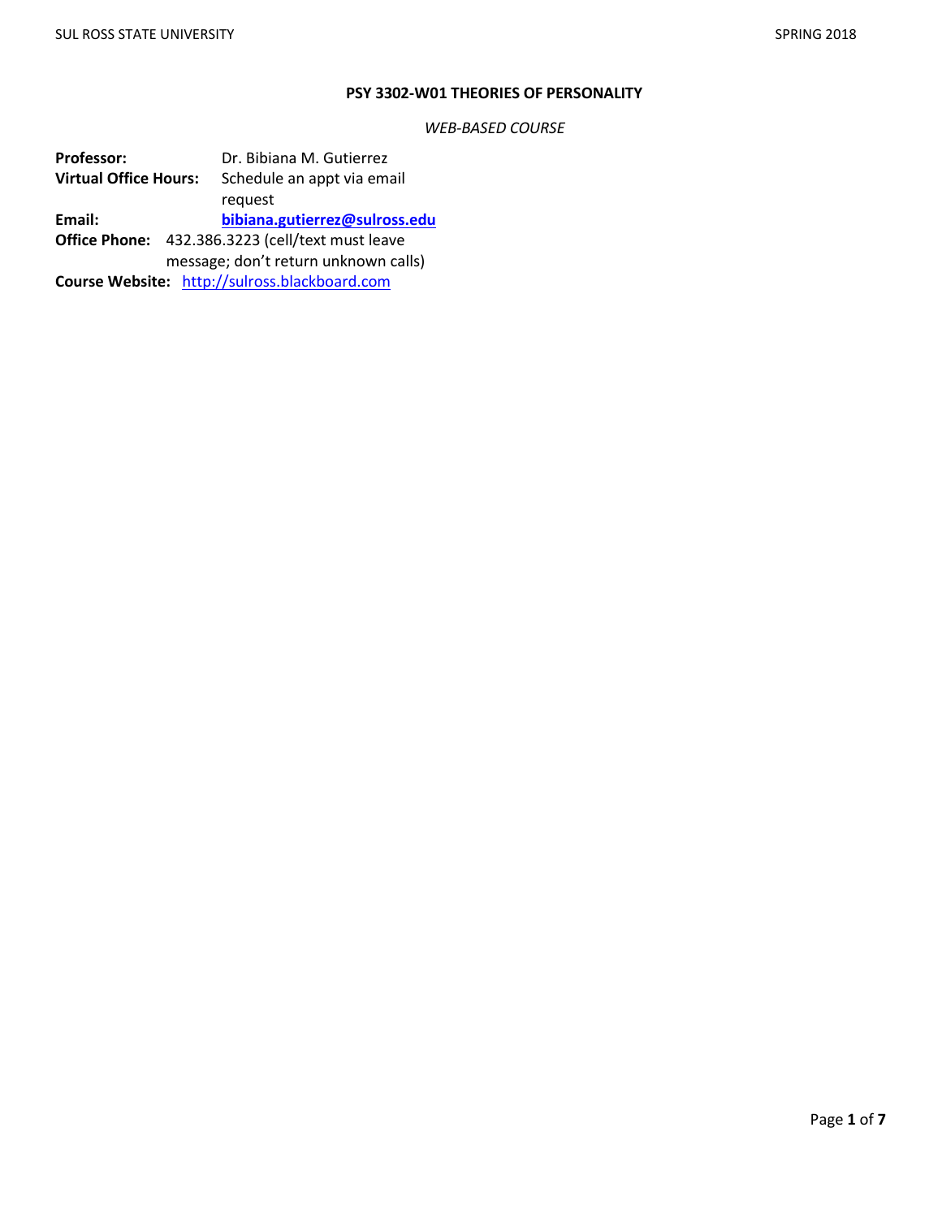# PSY 3302-W01 THEORIES OF PERSONALITY

*WEB-BASED COURSE*

**Professor:** Dr. Bibiana M. Gutierrez
**Virtual Office Hours:** Schedule an appt via email request
**Email:** **bibiana.gutierrez@sulross.edu**
**Office Phone:** 432.386.3223 (cell/text must leave message; don't return unknown calls)
**Course Website:** http://sulross.blackboard.com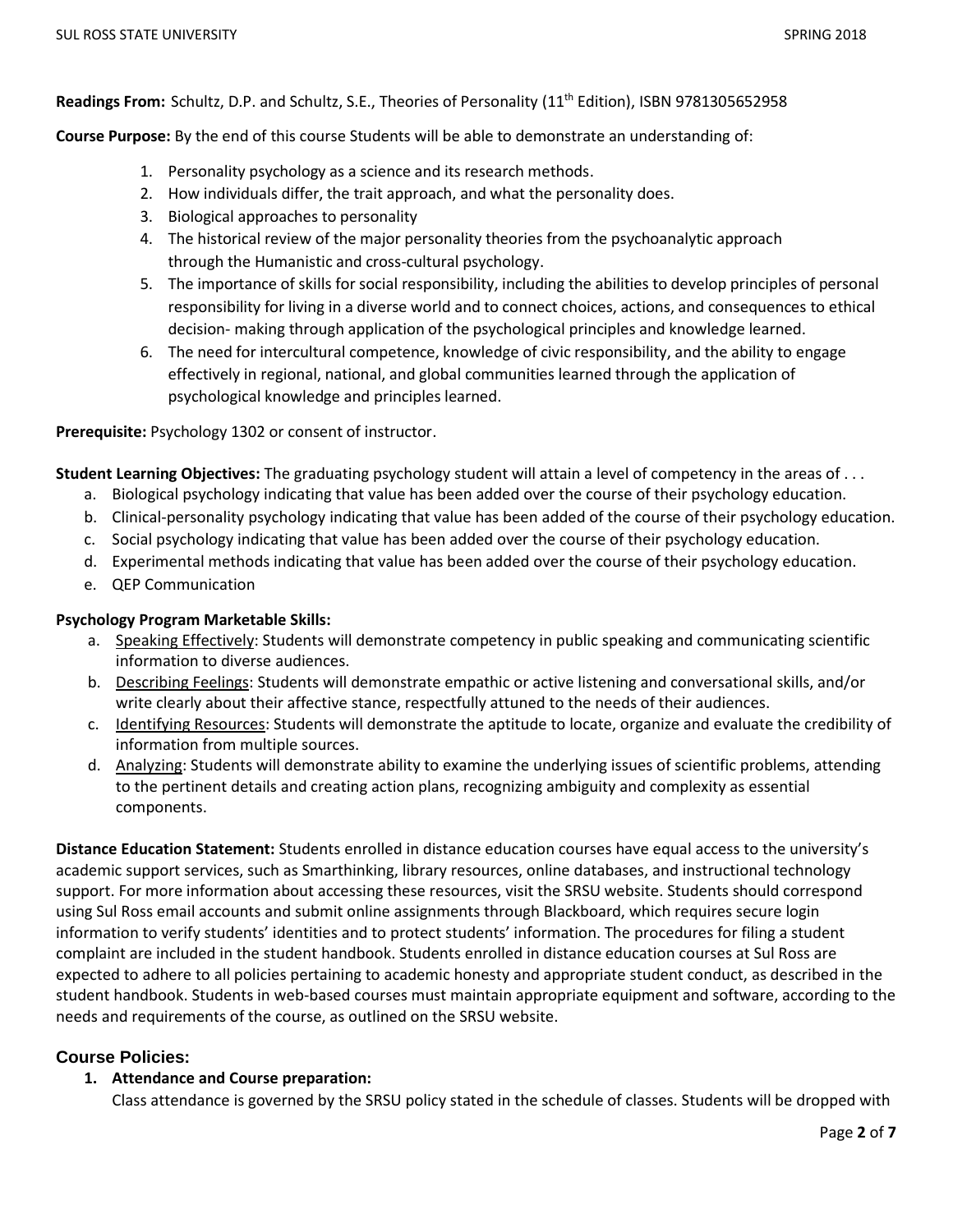**Readings From:** Schultz, D.P. and Schultz, S.E., Theories of Personality (11th Edition), ISBN 9781305652958

**Course Purpose:** By the end of this course Students will be able to demonstrate an understanding of:

1. Personality psychology as a science and its research methods.
2. How individuals differ, the trait approach, and what the personality does.
3. Biological approaches to personality
4. The historical review of the major personality theories from the psychoanalytic approach through the Humanistic and cross-cultural psychology.
5. The importance of skills for social responsibility, including the abilities to develop principles of personal responsibility for living in a diverse world and to connect choices, actions, and consequences to ethical decision- making through application of the psychological principles and knowledge learned.
6. The need for intercultural competence, knowledge of civic responsibility, and the ability to engage effectively in regional, national, and global communities learned through the application of psychological knowledge and principles learned.

**Prerequisite:** Psychology 1302 or consent of instructor.

**Student Learning Objectives:** The graduating psychology student will attain a level of competency in the areas of . . .

a. Biological psychology indicating that value has been added over the course of their psychology education.
b. Clinical-personality psychology indicating that value has been added of the course of their psychology education.
c. Social psychology indicating that value has been added over the course of their psychology education.
d. Experimental methods indicating that value has been added over the course of their psychology education.
e. QEP Communication

**Psychology Program Marketable Skills:**

a. Speaking Effectively: Students will demonstrate competency in public speaking and communicating scientific information to diverse audiences.
b. Describing Feelings: Students will demonstrate empathic or active listening and conversational skills, and/or write clearly about their affective stance, respectfully attuned to the needs of their audiences.
c. Identifying Resources: Students will demonstrate the aptitude to locate, organize and evaluate the credibility of information from multiple sources.
d. Analyzing: Students will demonstrate ability to examine the underlying issues of scientific problems, attending to the pertinent details and creating action plans, recognizing ambiguity and complexity as essential components.

**Distance Education Statement:** Students enrolled in distance education courses have equal access to the university's academic support services, such as Smarthinking, library resources, online databases, and instructional technology support. For more information about accessing these resources, visit the SRSU website. Students should correspond using Sul Ross email accounts and submit online assignments through Blackboard, which requires secure login information to verify students' identities and to protect students' information. The procedures for filing a student complaint are included in the student handbook. Students enrolled in distance education courses at Sul Ross are expected to adhere to all policies pertaining to academic honesty and appropriate student conduct, as described in the student handbook. Students in web-based courses must maintain appropriate equipment and software, according to the needs and requirements of the course, as outlined on the SRSU website.

## Course Policies:

1. **Attendance and Course preparation:**
   Class attendance is governed by the SRSU policy stated in the schedule of classes. Students will be dropped with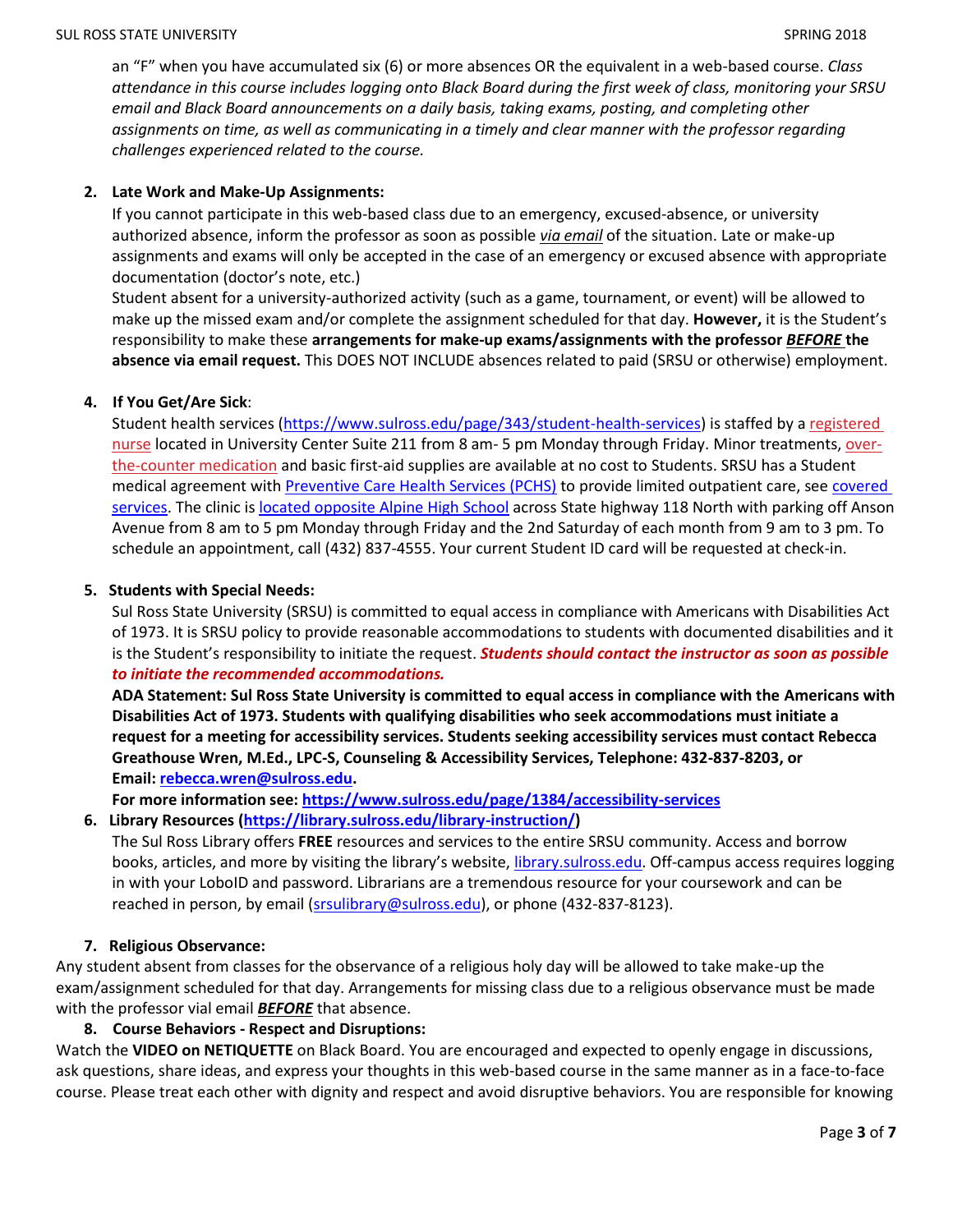an "F" when you have accumulated six (6) or more absences OR the equivalent in a web-based course. *Class attendance in this course includes logging onto Black Board during the first week of class, monitoring your SRSU email and Black Board announcements on a daily basis, taking exams, posting, and completing other assignments on time, as well as communicating in a timely and clear manner with the professor regarding challenges experienced related to the course.*

2. **Late Work and Make-Up Assignments:**

   If you cannot participate in this web-based class due to an emergency, excused-absence, or university authorized absence, inform the professor as soon as possible ***via email*** of the situation. Late or make-up assignments and exams will only be accepted in the case of an emergency or excused absence with appropriate documentation (doctor's note, etc.)

   Student absent for a university-authorized activity (such as a game, tournament, or event) will be allowed to make up the missed exam and/or complete the assignment scheduled for that day. **However,** it is the Student's responsibility to make these **arrangements for make-up exams/assignments with the professor *BEFORE* the absence via email request.** This DOES NOT INCLUDE absences related to paid (SRSU or otherwise) employment.

4. **If You Get/Are Sick**:

   Student health services (https://www.sulross.edu/page/343/student-health-services) is staffed by a registered nurse located in University Center Suite 211 from 8 am- 5 pm Monday through Friday. Minor treatments, over-the-counter medication and basic first-aid supplies are available at no cost to Students. SRSU has a Student medical agreement with Preventive Care Health Services (PCHS) to provide limited outpatient care, see covered services. The clinic is located opposite Alpine High School across State highway 118 North with parking off Anson Avenue from 8 am to 5 pm Monday through Friday and the 2nd Saturday of each month from 9 am to 3 pm. To schedule an appointment, call (432) 837-4555. Your current Student ID card will be requested at check-in.

5. **Students with Special Needs:**

   Sul Ross State University (SRSU) is committed to equal access in compliance with Americans with Disabilities Act of 1973. It is SRSU policy to provide reasonable accommodations to students with documented disabilities and it is the Student's responsibility to initiate the request. ***Students should contact the instructor as soon as possible to initiate the recommended accommodations.***

   **ADA Statement: Sul Ross State University is committed to equal access in compliance with the Americans with Disabilities Act of 1973. Students with qualifying disabilities who seek accommodations must initiate a request for a meeting for accessibility services. Students seeking accessibility services must contact Rebecca Greathouse Wren, M.Ed., LPC-S, Counseling & Accessibility Services, Telephone: 432-837-8203, or Email: rebecca.wren@sulross.edu.**

   **For more information see: https://www.sulross.edu/page/1384/accessibility-services**

6. **Library Resources (https://library.sulross.edu/library-instruction/)**

   The Sul Ross Library offers **FREE** resources and services to the entire SRSU community. Access and borrow books, articles, and more by visiting the library's website, library.sulross.edu. Off-campus access requires logging in with your LoboID and password. Librarians are a tremendous resource for your coursework and can be reached in person, by email (srsulibrary@sulross.edu), or phone (432-837-8123).

7. **Religious Observance:**

Any student absent from classes for the observance of a religious holy day will be allowed to take make-up the exam/assignment scheduled for that day. Arrangements for missing class due to a religious observance must be made with the professor vial email ***BEFORE*** that absence.

8. **Course Behaviors - Respect and Disruptions:**

Watch the **VIDEO on NETIQUETTE** on Black Board. You are encouraged and expected to openly engage in discussions, ask questions, share ideas, and express your thoughts in this web-based course in the same manner as in a face-to-face course. Please treat each other with dignity and respect and avoid disruptive behaviors. You are responsible for knowing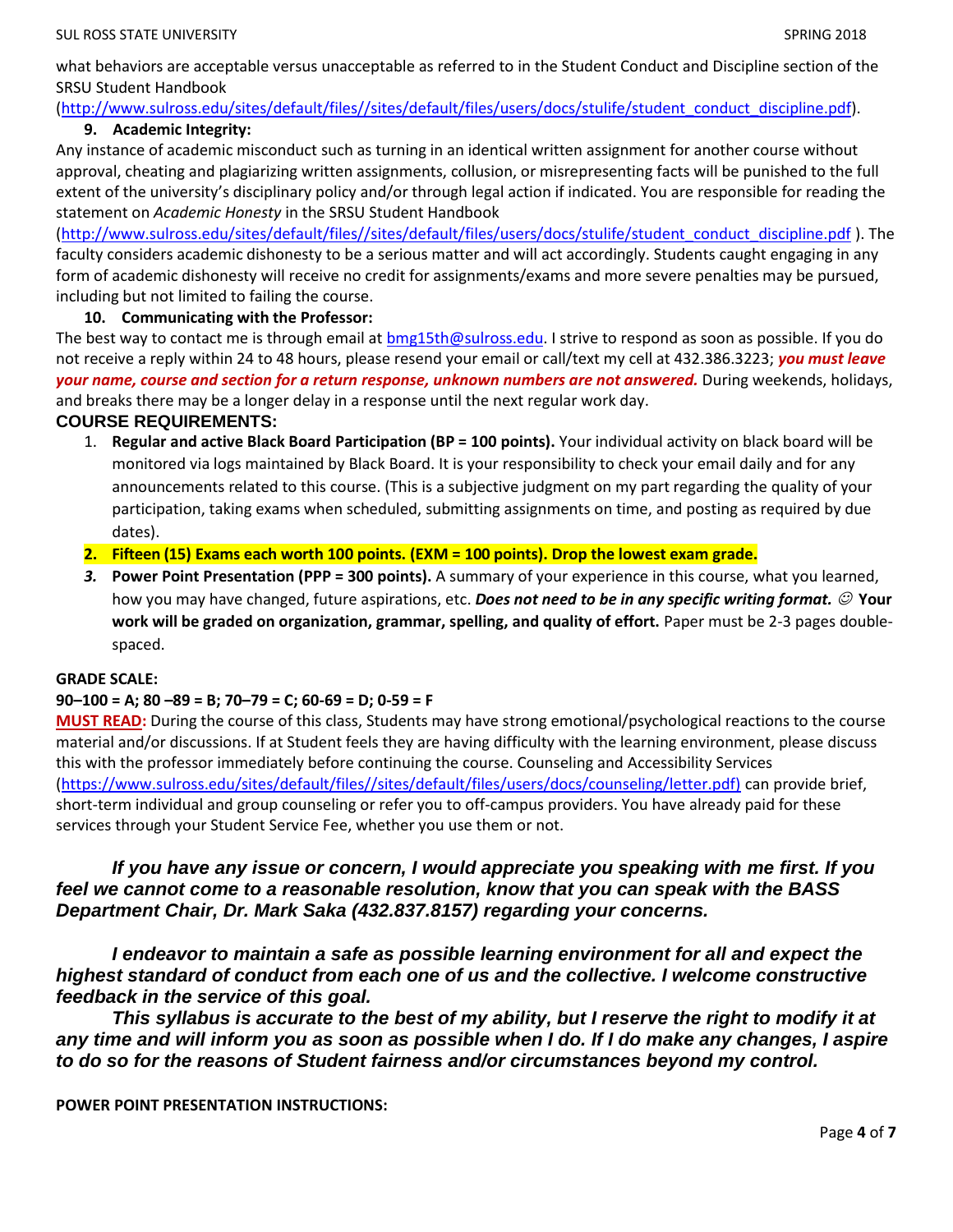what behaviors are acceptable versus unacceptable as referred to in the Student Conduct and Discipline section of the SRSU Student Handbook (http://www.sulross.edu/sites/default/files//sites/default/files/users/docs/stulife/student_conduct_discipline.pdf).

**9. Academic Integrity:**

Any instance of academic misconduct such as turning in an identical written assignment for another course without approval, cheating and plagiarizing written assignments, collusion, or misrepresenting facts will be punished to the full extent of the university's disciplinary policy and/or through legal action if indicated. You are responsible for reading the statement on *Academic Honesty* in the SRSU Student Handbook (http://www.sulross.edu/sites/default/files//sites/default/files/users/docs/stulife/student_conduct_discipline.pdf ). The faculty considers academic dishonesty to be a serious matter and will act accordingly. Students caught engaging in any form of academic dishonesty will receive no credit for assignments/exams and more severe penalties may be pursued, including but not limited to failing the course.

**10. Communicating with the Professor:**

The best way to contact me is through email at bmg15th@sulross.edu. I strive to respond as soon as possible. If you do not receive a reply within 24 to 48 hours, please resend your email or call/text my cell at 432.386.3223; ***you must leave your name, course and section for a return response, unknown numbers are not answered.*** During weekends, holidays, and breaks there may be a longer delay in a response until the next regular work day.

## COURSE REQUIREMENTS:

1. **Regular and active Black Board Participation (BP = 100 points).** Your individual activity on black board will be monitored via logs maintained by Black Board. It is your responsibility to check your email daily and for any announcements related to this course. (This is a subjective judgment on my part regarding the quality of your participation, taking exams when scheduled, submitting assignments on time, and posting as required by due dates).
2. **Fifteen (15) Exams each worth 100 points. (EXM = 100 points). Drop the lowest exam grade.**
3. **Power Point Presentation (PPP = 300 points).** A summary of your experience in this course, what you learned, how you may have changed, future aspirations, etc. ***Does not need to be in any specific writing format.*** ☺ **Your work will be graded on organization, grammar, spelling, and quality of effort.** Paper must be 2-3 pages double-spaced.

**GRADE SCALE:**

**90–100 = A; 80 –89 = B; 70–79 = C; 60-69 = D; 0-59 = F**

**MUST READ:** During the course of this class, Students may have strong emotional/psychological reactions to the course material and/or discussions. If at Student feels they are having difficulty with the learning environment, please discuss this with the professor immediately before continuing the course. Counseling and Accessibility Services (https://www.sulross.edu/sites/default/files//sites/default/files/users/docs/counseling/letter.pdf) can provide brief, short-term individual and group counseling or refer you to off-campus providers. You have already paid for these services through your Student Service Fee, whether you use them or not.

***If you have any issue or concern, I would appreciate you speaking with me first. If you feel we cannot come to a reasonable resolution, know that you can speak with the BASS Department Chair, Dr. Mark Saka (432.837.8157) regarding your concerns.***

***I endeavor to maintain a safe as possible learning environment for all and expect the highest standard of conduct from each one of us and the collective. I welcome constructive feedback in the service of this goal.***

***This syllabus is accurate to the best of my ability, but I reserve the right to modify it at any time and will inform you as soon as possible when I do. If I do make any changes, I aspire to do so for the reasons of Student fairness and/or circumstances beyond my control.***

**POWER POINT PRESENTATION INSTRUCTIONS:**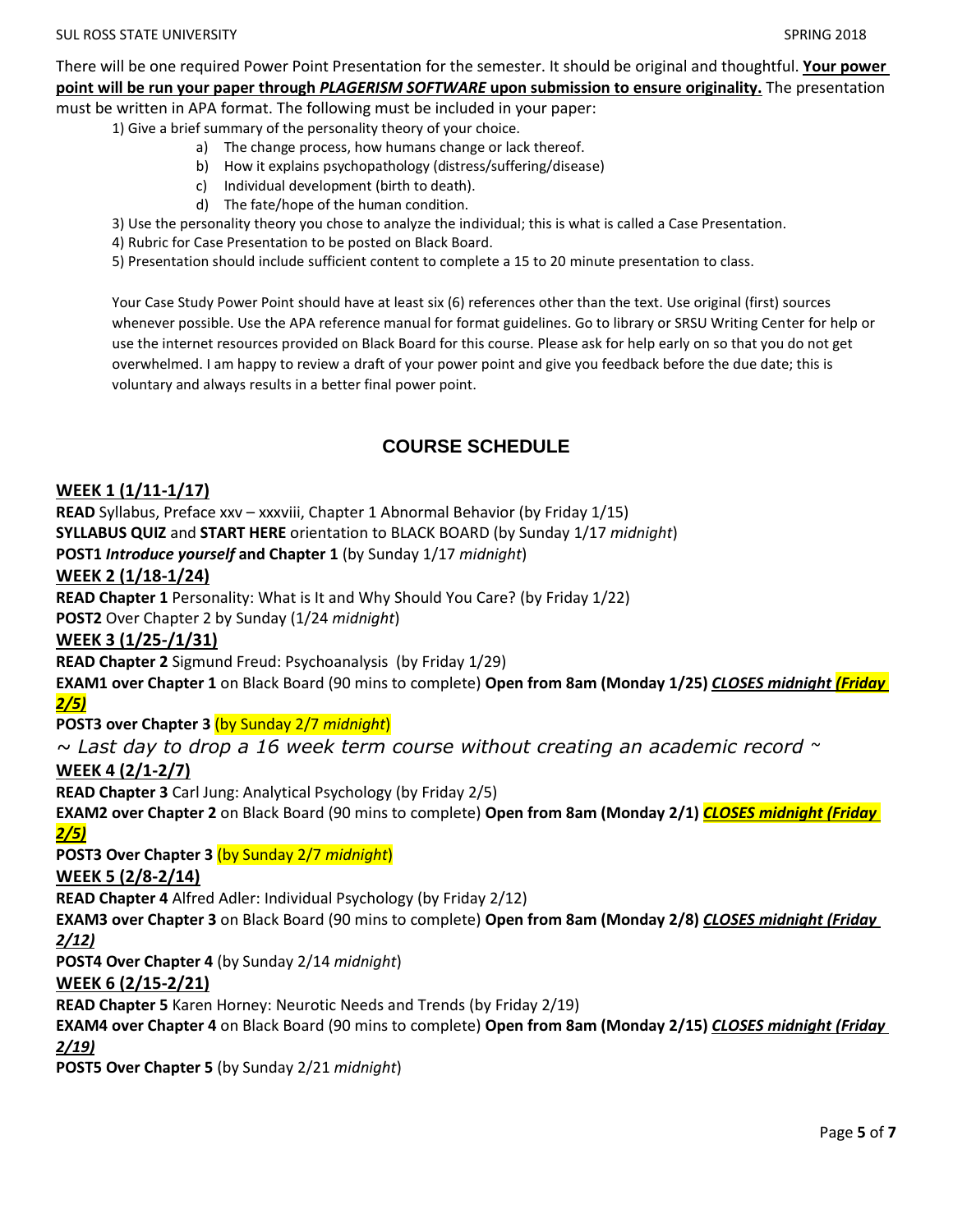There will be one required Power Point Presentation for the semester. It should be original and thoughtful. **Your power point will be run your paper through *PLAGERISM SOFTWARE* upon submission to ensure originality.** The presentation must be written in APA format. The following must be included in your paper:

1) Give a brief summary of the personality theory of your choice.
    a) The change process, how humans change or lack thereof.
    b) How it explains psychopathology (distress/suffering/disease)
    c) Individual development (birth to death).
    d) The fate/hope of the human condition.
3) Use the personality theory you chose to analyze the individual; this is what is called a Case Presentation.
4) Rubric for Case Presentation to be posted on Black Board.
5) Presentation should include sufficient content to complete a 15 to 20 minute presentation to class.

Your Case Study Power Point should have at least six (6) references other than the text. Use original (first) sources whenever possible. Use the APA reference manual for format guidelines. Go to library or SRSU Writing Center for help or use the internet resources provided on Black Board for this course. Please ask for help early on so that you do not get overwhelmed. I am happy to review a draft of your power point and give you feedback before the due date; this is voluntary and always results in a better final power point.

## COURSE SCHEDULE

**WEEK 1 (1/11-1/17)**

**READ** Syllabus, Preface xxv – xxxviii, Chapter 1 Abnormal Behavior (by Friday 1/15)
**SYLLABUS QUIZ** and **START HERE** orientation to BLACK BOARD (by Sunday 1/17 *midnight*)
**POST1 *Introduce yourself* and Chapter 1** (by Sunday 1/17 *midnight*)

**WEEK 2 (1/18-1/24)**

**READ Chapter 1** Personality: What is It and Why Should You Care? (by Friday 1/22)
**POST2** Over Chapter 2 by Sunday (1/24 *midnight*)

**WEEK 3 (1/25-/1/31)**

**READ Chapter 2** Sigmund Freud: Psychoanalysis (by Friday 1/29)
**EXAM1 over Chapter 1** on Black Board (90 mins to complete) **Open from 8am (Monday 1/25)** ***CLOSES midnight (Friday 2/5)***
**POST3 over Chapter 3** (by Sunday 2/7 *midnight*)

*~ Last day to drop a 16 week term course without creating an academic record ~*

**WEEK 4 (2/1-2/7)**

**READ Chapter 3** Carl Jung: Analytical Psychology (by Friday 2/5)
**EXAM2 over Chapter 2** on Black Board (90 mins to complete) **Open from 8am (Monday 2/1)** ***CLOSES midnight (Friday 2/5)***
**POST3 Over Chapter 3** (by Sunday 2/7 *midnight*)

**WEEK 5 (2/8-2/14)**

**READ Chapter 4** Alfred Adler: Individual Psychology (by Friday 2/12)
**EXAM3 over Chapter 3** on Black Board (90 mins to complete) **Open from 8am (Monday 2/8)** ***CLOSES midnight (Friday 2/12)***
**POST4 Over Chapter 4** (by Sunday 2/14 *midnight*)

**WEEK 6 (2/15-2/21)**

**READ Chapter 5** Karen Horney: Neurotic Needs and Trends (by Friday 2/19)
**EXAM4 over Chapter 4** on Black Board (90 mins to complete) **Open from 8am (Monday 2/15)** ***CLOSES midnight (Friday 2/19)***
**POST5 Over Chapter 5** (by Sunday 2/21 *midnight*)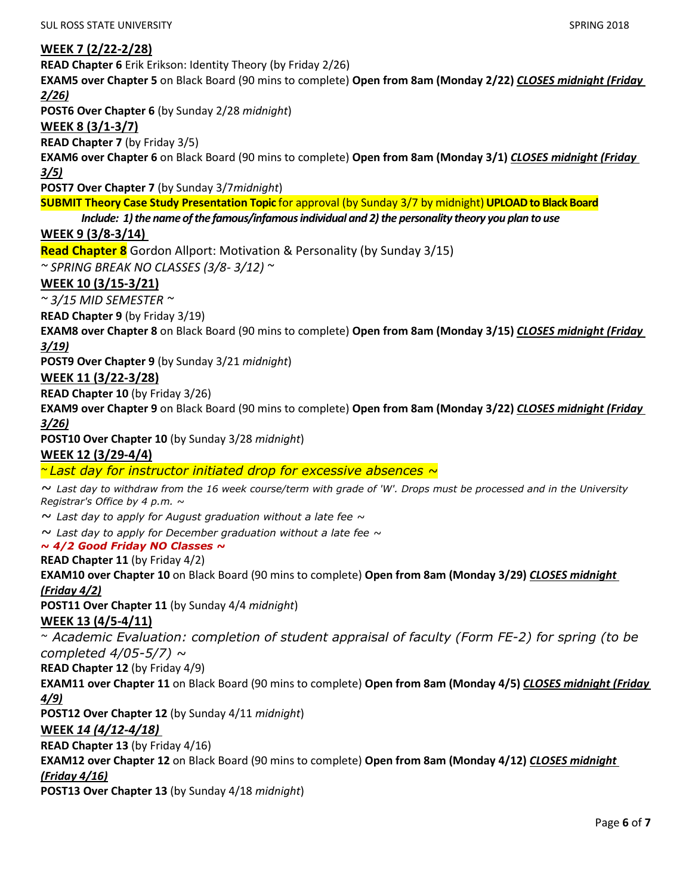## WEEK 7 (2/22-2/28)

**READ Chapter 6** Erik Erikson: Identity Theory (by Friday 2/26)

**EXAM5 over Chapter 5** on Black Board (90 mins to complete) **Open from 8am (Monday 2/22)** ***CLOSES midnight (Friday 2/26)***

**POST6 Over Chapter 6** (by Sunday 2/28 *midnight*)

## WEEK 8 (3/1-3/7)

**READ Chapter 7** (by Friday 3/5)

**EXAM6 over Chapter 6** on Black Board (90 mins to complete) **Open from 8am (Monday 3/1)** ***CLOSES midnight (Friday 3/5)***

**POST7 Over Chapter 7** (by Sunday 3/7*midnight*)

**SUBMIT Theory Case Study Presentation Topic** for approval (by Sunday 3/7 by midnight) **UPLOAD to Black Board**

***Include: 1) the name of the famous/infamous individual and 2) the personality theory you plan to use***

## WEEK 9 (3/8-3/14)

**Read Chapter 8** Gordon Allport: Motivation & Personality (by Sunday 3/15)

*~ SPRING BREAK NO CLASSES (3/8- 3/12) ~*

## WEEK 10 (3/15-3/21)

*~ 3/15 MID SEMESTER ~*

**READ Chapter 9** (by Friday 3/19)

**EXAM8 over Chapter 8** on Black Board (90 mins to complete) **Open from 8am (Monday 3/15)** ***CLOSES midnight (Friday 3/19)***

**POST9 Over Chapter 9** (by Sunday 3/21 *midnight*)

## WEEK 11 (3/22-3/28)

**READ Chapter 10** (by Friday 3/26)

**EXAM9 over Chapter 9** on Black Board (90 mins to complete) **Open from 8am (Monday 3/22)** ***CLOSES midnight (Friday 3/26)***

**POST10 Over Chapter 10** (by Sunday 3/28 *midnight*)

## WEEK 12 (3/29-4/4)

*~ Last day for instructor initiated drop for excessive absences ~*

*~ Last day to withdraw from the 16 week course/term with grade of 'W'. Drops must be processed and in the University Registrar's Office by 4 p.m. ~*

*~ Last day to apply for August graduation without a late fee ~*

*~ Last day to apply for December graduation without a late fee ~*

***~ 4/2 Good Friday NO Classes ~***

**READ Chapter 11** (by Friday 4/2)

**EXAM10 over Chapter 10** on Black Board (90 mins to complete) **Open from 8am (Monday 3/29)** ***CLOSES midnight (Friday 4/2)***

**POST11 Over Chapter 11** (by Sunday 4/4 *midnight*)

## WEEK 13 (4/5-4/11)

*~ Academic Evaluation: completion of student appraisal of faculty (Form FE-2) for spring (to be completed 4/05-5/7) ~*

**READ Chapter 12** (by Friday 4/9)

**EXAM11 over Chapter 11** on Black Board (90 mins to complete) **Open from 8am (Monday 4/5)** ***CLOSES midnight (Friday 4/9)***

**POST12 Over Chapter 12** (by Sunday 4/11 *midnight*)

## WEEK *14 (4/12-4/18)*

**READ Chapter 13** (by Friday 4/16)

**EXAM12 over Chapter 12** on Black Board (90 mins to complete) **Open from 8am (Monday 4/12)** ***CLOSES midnight (Friday 4/16)***

**POST13 Over Chapter 13** (by Sunday 4/18 *midnight*)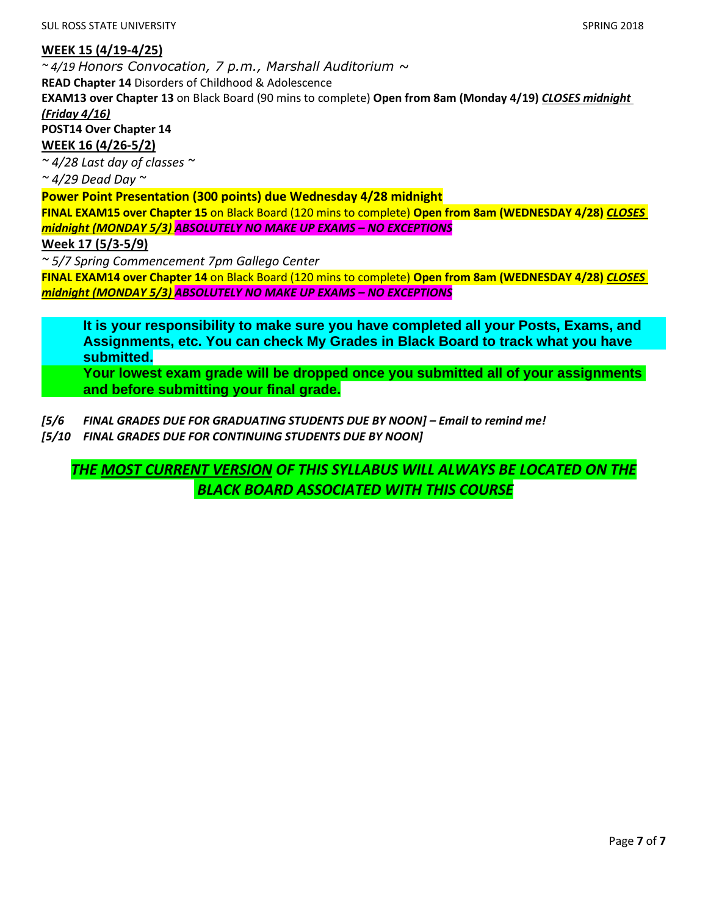**WEEK 15 (4/19-4/25)**

*~ 4/19 Honors Convocation, 7 p.m., Marshall Auditorium ~*

**READ Chapter 14** Disorders of Childhood & Adolescence

**EXAM13 over Chapter 13** on Black Board (90 mins to complete) **Open from 8am (Monday 4/19)** ***CLOSES midnight (Friday 4/16)***

**POST14 Over Chapter 14**

**WEEK 16 (4/26-5/2)**

*~ 4/28 Last day of classes ~*

*~ 4/29 Dead Day ~*

**Power Point Presentation (300 points) due Wednesday 4/28 midnight**

**FINAL EXAM15 over Chapter 15** on Black Board (120 mins to complete) **Open from 8am (WEDNESDAY 4/28)** ***CLOSES midnight (MONDAY 5/3)*** ***ABSOLUTELY NO MAKE UP EXAMS – NO EXCEPTIONS***

**Week 17 (5/3-5/9)**

*~ 5/7 Spring Commencement 7pm Gallego Center*

**FINAL EXAM14 over Chapter 14** on Black Board (120 mins to complete) **Open from 8am (WEDNESDAY 4/28)** ***CLOSES midnight (MONDAY 5/3)*** ***ABSOLUTELY NO MAKE UP EXAMS – NO EXCEPTIONS***

**It is your responsibility to make sure you have completed all your Posts, Exams, and Assignments, etc. You can check My Grades in Black Board to track what you have submitted.**

**Your lowest exam grade will be dropped once you submitted all of your assignments and before submitting your final grade.**

***[5/6 FINAL GRADES DUE FOR GRADUATING STUDENTS DUE BY NOON] – Email to remind me!***

***[5/10 FINAL GRADES DUE FOR CONTINUING STUDENTS DUE BY NOON]***

***THE MOST CURRENT VERSION OF THIS SYLLABUS WILL ALWAYS BE LOCATED ON THE BLACK BOARD ASSOCIATED WITH THIS COURSE***